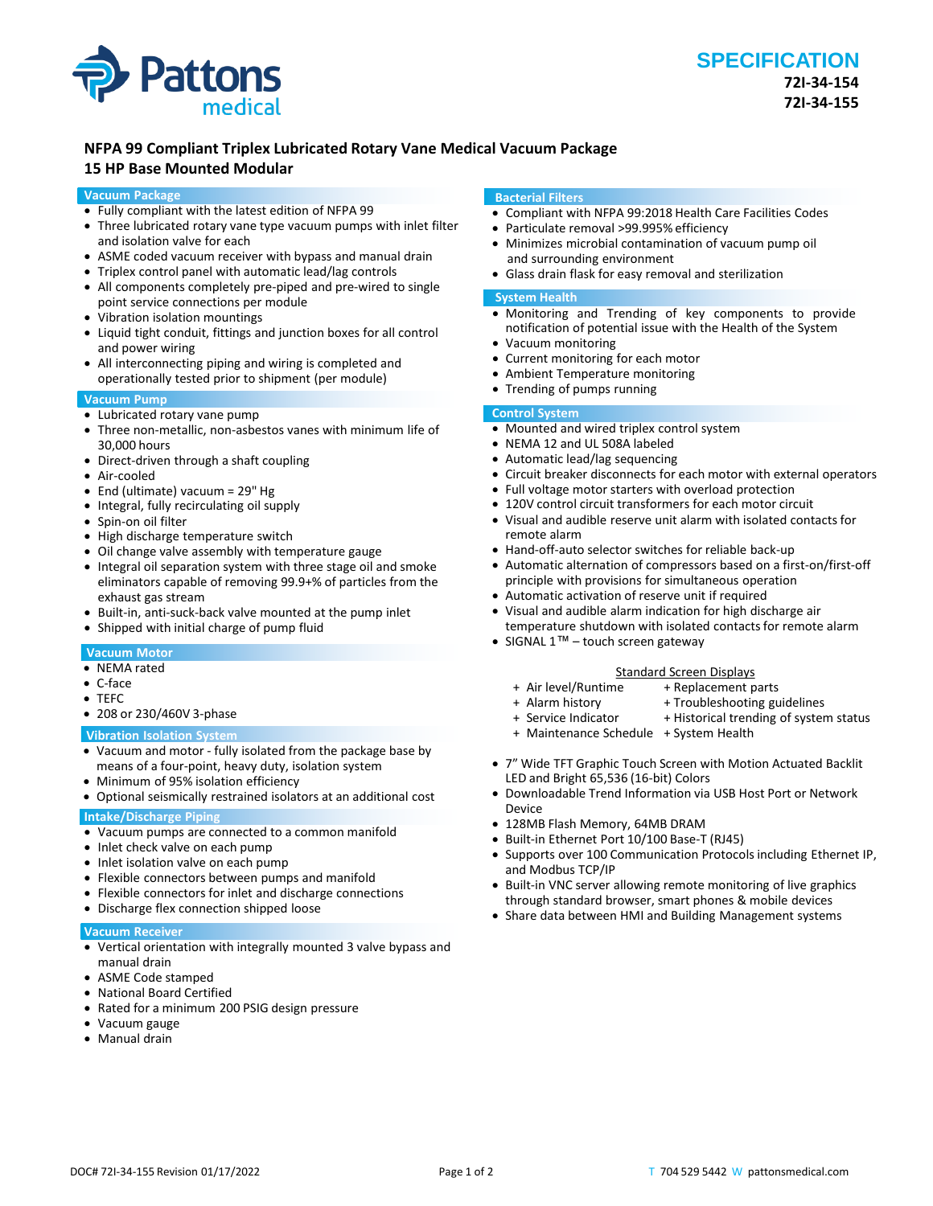# SPECIFICATION

**72I-34-154**
**72I-34-155**

## NFPA 99 Compliant Triplex Lubricated Rotary Vane Medical Vacuum Package
## 15 HP Base Mounted Modular

### Vacuum Package

- Fully compliant with the latest edition of NFPA 99
- Three lubricated rotary vane type vacuum pumps with inlet filter and isolation valve for each
- ASME coded vacuum receiver with bypass and manual drain
- Triplex control panel with automatic lead/lag controls
- All components completely pre-piped and pre-wired to single point service connections per module
- Vibration isolation mountings
- Liquid tight conduit, fittings and junction boxes for all control and power wiring
- All interconnecting piping and wiring is completed and operationally tested prior to shipment (per module)

### Vacuum Pump

- Lubricated rotary vane pump
- Three non-metallic, non-asbestos vanes with minimum life of 30,000 hours
- Direct-driven through a shaft coupling
- Air-cooled
- End (ultimate) vacuum = 29" Hg
- Integral, fully recirculating oil supply
- Spin-on oil filter
- High discharge temperature switch
- Oil change valve assembly with temperature gauge
- Integral oil separation system with three stage oil and smoke eliminators capable of removing 99.9+% of particles from the exhaust gas stream
- Built-in, anti-suck-back valve mounted at the pump inlet
- Shipped with initial charge of pump fluid

### Vacuum Motor

- NEMA rated
- C-face
- TEFC
- 208 or 230/460V 3-phase

### Vibration Isolation System

- Vacuum and motor - fully isolated from the package base by means of a four-point, heavy duty, isolation system
- Minimum of 95% isolation efficiency
- Optional seismically restrained isolators at an additional cost

### Intake/Discharge Piping

- Vacuum pumps are connected to a common manifold
- Inlet check valve on each pump
- Inlet isolation valve on each pump
- Flexible connectors between pumps and manifold
- Flexible connectors for inlet and discharge connections
- Discharge flex connection shipped loose

### Vacuum Receiver

- Vertical orientation with integrally mounted 3 valve bypass and manual drain
- ASME Code stamped
- National Board Certified
- Rated for a minimum 200 PSIG design pressure
- Vacuum gauge
- Manual drain

### Bacterial Filters

- Compliant with NFPA 99:2018 Health Care Facilities Codes
- Particulate removal >99.995% efficiency
- Minimizes microbial contamination of vacuum pump oil and surrounding environment
- Glass drain flask for easy removal and sterilization

### System Health

- Monitoring and Trending of key components to provide notification of potential issue with the Health of the System
- Vacuum monitoring
- Current monitoring for each motor
- Ambient Temperature monitoring
- Trending of pumps running

### Control System

- Mounted and wired triplex control system
- NEMA 12 and UL 508A labeled
- Automatic lead/lag sequencing
- Circuit breaker disconnects for each motor with external operators
- Full voltage motor starters with overload protection
- 120V control circuit transformers for each motor circuit
- Visual and audible reserve unit alarm with isolated contacts for remote alarm
- Hand-off-auto selector switches for reliable back-up
- Automatic alternation of compressors based on a first-on/first-off principle with provisions for simultaneous operation
- Automatic activation of reserve unit if required
- Visual and audible alarm indication for high discharge air temperature shutdown with isolated contacts for remote alarm
- SIGNAL 1™ – touch screen gateway

<u>Standard Screen Displays</u>

- + Air level/Runtime
- + Alarm history
- + Service Indicator
- + Maintenance Schedule
- + Replacement parts
- + Troubleshooting guidelines
- + Historical trending of system status
- + System Health

- 7" Wide TFT Graphic Touch Screen with Motion Actuated Backlit LED and Bright 65,536 (16-bit) Colors
- Downloadable Trend Information via USB Host Port or Network Device
- 128MB Flash Memory, 64MB DRAM
- Built-in Ethernet Port 10/100 Base-T (RJ45)
- Supports over 100 Communication Protocols including Ethernet IP, and Modbus TCP/IP
- Built-in VNC server allowing remote monitoring of live graphics through standard browser, smart phones & mobile devices
- Share data between HMI and Building Management systems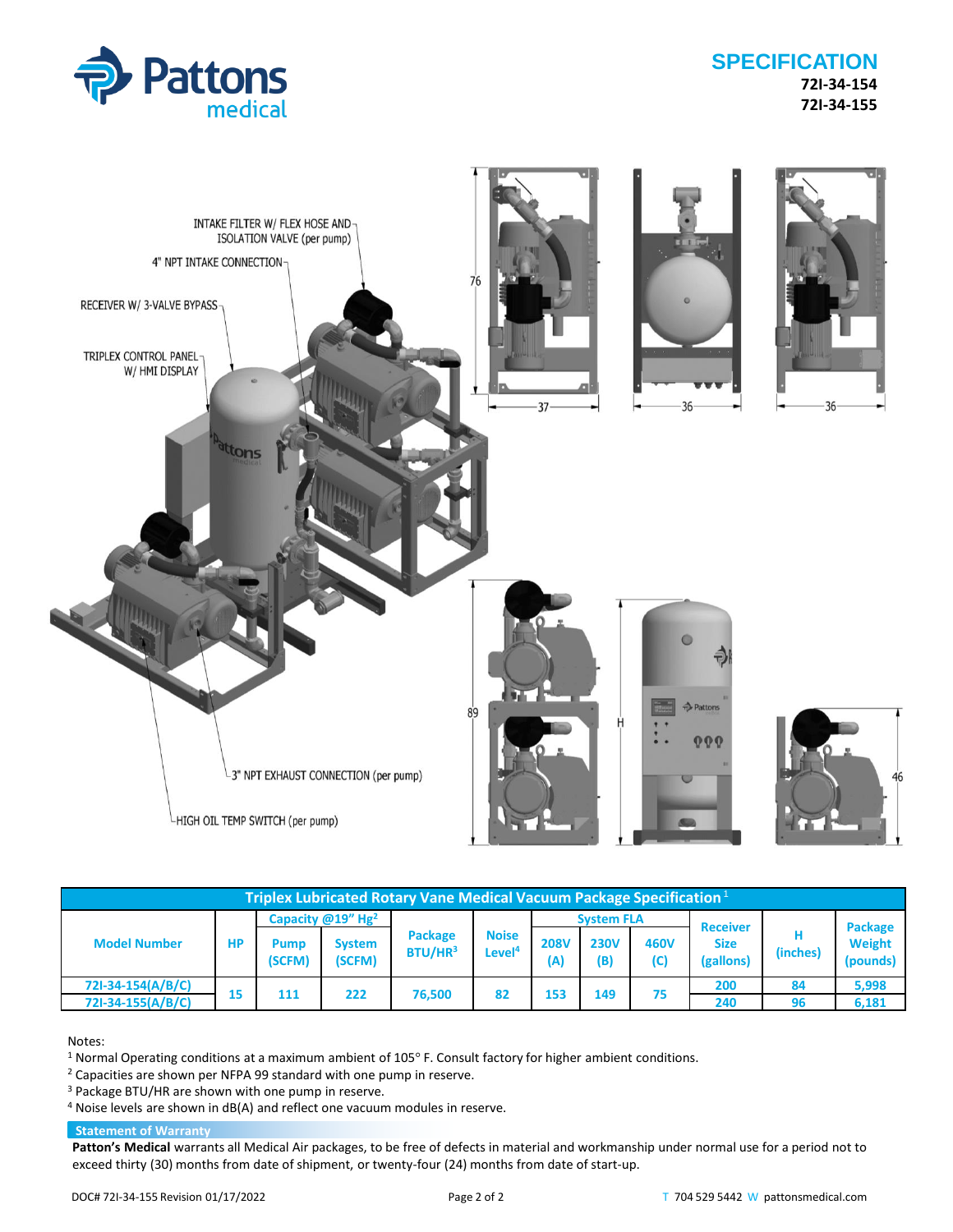# SPECIFICATION

**72I-34-154**
**72I-34-155**

INTAKE FILTER W/ FLEX HOSE AND ISOLATION VALVE (per pump)

4" NPT INTAKE CONNECTION

RECEIVER W/ 3-VALVE BYPASS

TRIPLEX CONTROL PANEL W/ HMI DISPLAY

3" NPT EXHAUST CONNECTION (per pump)

HIGH OIL TEMP SWITCH (per pump)

76

37

36

36

89

H

46

| Triplex Lubricated Rotary Vane Medical Vacuum Package Specification [1] | | | | | | | | | | | |
|---|---|---|---|---|---|---|---|---|---|---|---|
| Model Number | HP | Capacity @19" Hg[2] | | Package BTU/HR[3] | Noise Level[4] | System FLA | | | Receiver Size (gallons) | H (inches) | Package Weight (pounds) |
| | | Pump (SCFM) | System (SCFM) | | | 208V (A) | 230V (B) | 460V (C) | | | |
| 72I-34-154(A/B/C) | 15 | 111 | 222 | 76,500 | 82 | 153 | 149 | 75 | 200 | 84 | 5,998 |
| 72I-34-155(A/B/C) | 15 | 111 | 222 | 76,500 | 82 | 153 | 149 | 75 | 240 | 96 | 6,181 |

Notes:

[1] Normal Operating conditions at a maximum ambient of 105° F. Consult factory for higher ambient conditions.
[2] Capacities are shown per NFPA 99 standard with one pump in reserve.
[3] Package BTU/HR are shown with one pump in reserve.
[4] Noise levels are shown in dB(A) and reflect one vacuum modules in reserve.

**Statement of Warranty**

**Patton's Medical** warrants all Medical Air packages, to be free of defects in material and workmanship under normal use for a period not to exceed thirty (30) months from date of shipment, or twenty-four (24) months from date of start-up.

DOC# 72I-34-155 Revision 01/17/2022

T 704 529 5442 W pattonsmedical.com